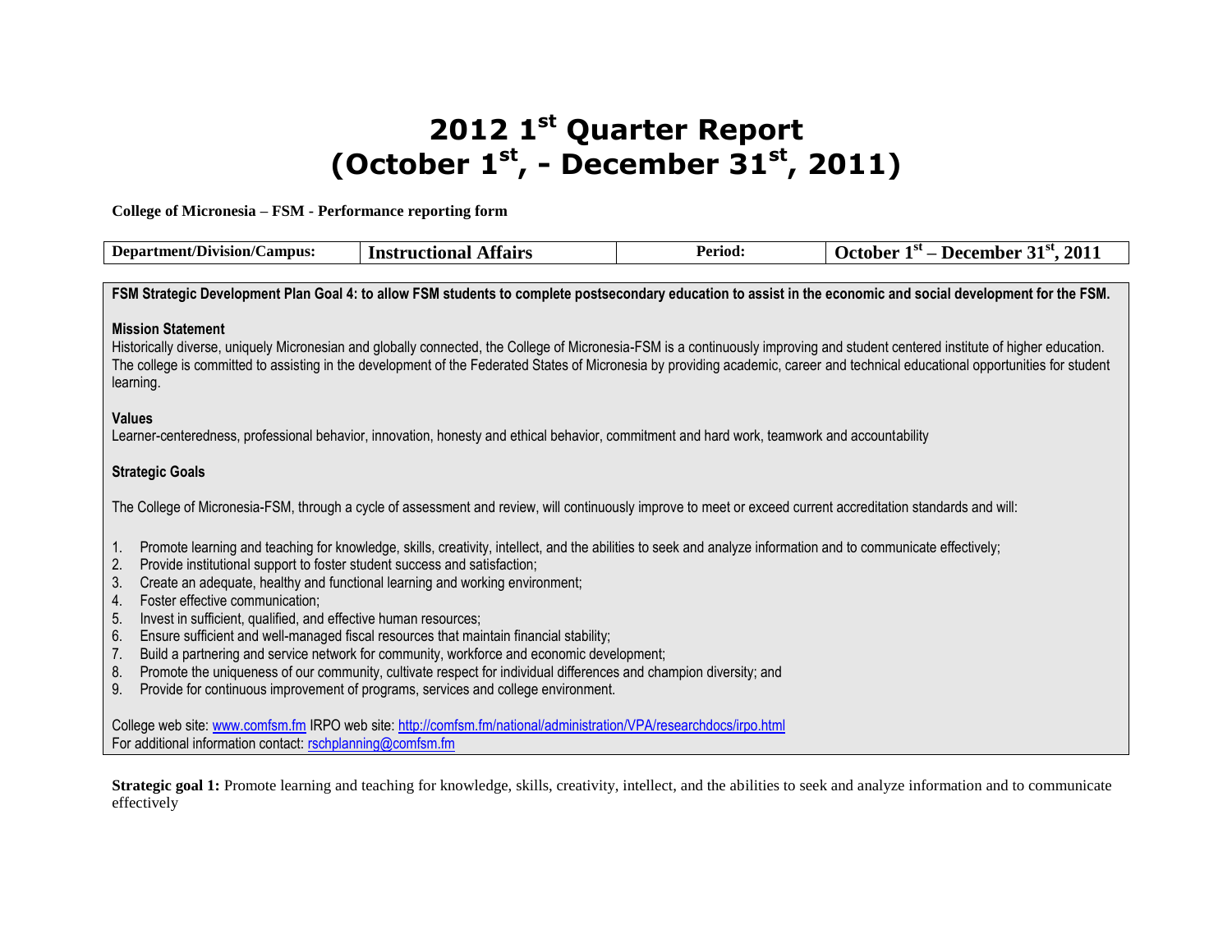# 2012 1st Quarter Report (October 1st, - December 31st, 2011)

**College of Micronesia – FSM - Performance reporting form**

| **Department/Division/Campus:** | **Instructional Affairs** | **Period:** | **October 1st – December 31st, 2011** |
|---|---|---|---|

**FSM Strategic Development Plan Goal 4: to allow FSM students to complete postsecondary education to assist in the economic and social development for the FSM.**

**Mission Statement**

Historically diverse, uniquely Micronesian and globally connected, the College of Micronesia-FSM is a continuously improving and student centered institute of higher education. The college is committed to assisting in the development of the Federated States of Micronesia by providing academic, career and technical educational opportunities for student learning.

**Values**

Learner-centeredness, professional behavior, innovation, honesty and ethical behavior, commitment and hard work, teamwork and accountability

**Strategic Goals**

The College of Micronesia-FSM, through a cycle of assessment and review, will continuously improve to meet or exceed current accreditation standards and will:

1. Promote learning and teaching for knowledge, skills, creativity, intellect, and the abilities to seek and analyze information and to communicate effectively;
2. Provide institutional support to foster student success and satisfaction;
3. Create an adequate, healthy and functional learning and working environment;
4. Foster effective communication;
5. Invest in sufficient, qualified, and effective human resources;
6. Ensure sufficient and well-managed fiscal resources that maintain financial stability;
7. Build a partnering and service network for community, workforce and economic development;
8. Promote the uniqueness of our community, cultivate respect for individual differences and champion diversity; and
9. Provide for continuous improvement of programs, services and college environment.

College web site: www.comfsm.fm IRPO web site: http://comfsm.fm/national/administration/VPA/researchdocs/irpo.html
For additional information contact: rschplanning@comfsm.fm

**Strategic goal 1:** Promote learning and teaching for knowledge, skills, creativity, intellect, and the abilities to seek and analyze information and to communicate effectively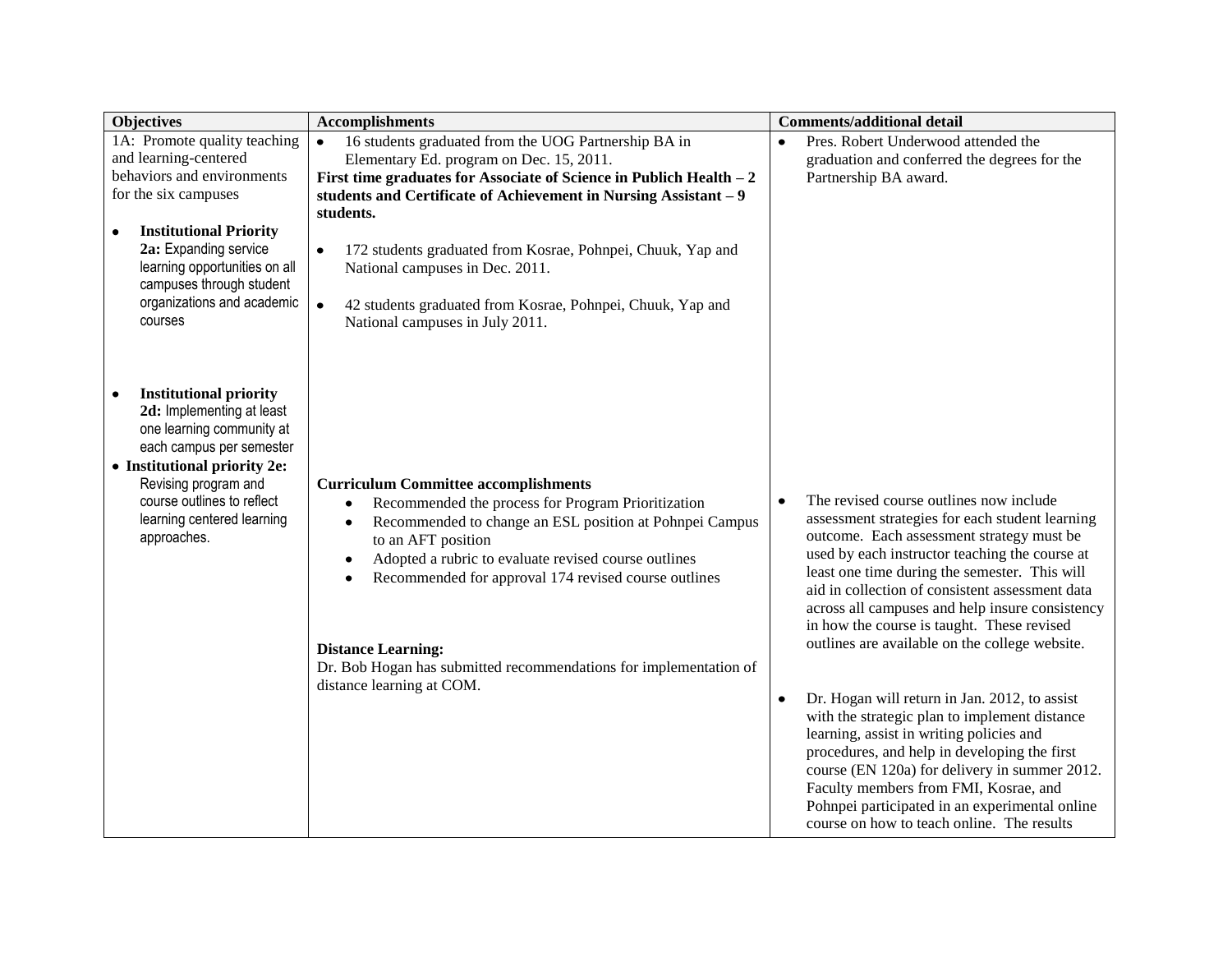| Objectives | Accomplishments | Comments/additional detail |
|---|---|---|
| 1A: Promote quality teaching and learning-centered behaviors and environments for the six campuses<br><br>• **Institutional Priority 2a:** Expanding service learning opportunities on all campuses through student organizations and academic courses | • 16 students graduated from the UOG Partnership BA in Elementary Ed. program on Dec. 15, 2011.<br>**First time graduates for Associate of Science in Publich Health – 2 students and Certificate of Achievement in Nursing Assistant – 9 students.**<br><br>• 172 students graduated from Kosrae, Pohnpei, Chuuk, Yap and National campuses in Dec. 2011.<br><br>• 42 students graduated from Kosrae, Pohnpei, Chuuk, Yap and National campuses in July 2011. | • Pres. Robert Underwood attended the graduation and conferred the degrees for the Partnership BA award. |
| • **Institutional priority 2d:** Implementing at least one learning community at each campus per semester<br>• **Institutional priority 2e:** Revising program and course outlines to reflect learning centered learning approaches. | **Curriculum Committee accomplishments**<br>• Recommended the process for Program Prioritization<br>• Recommended to change an ESL position at Pohnpei Campus to an AFT position<br>• Adopted a rubric to evaluate revised course outlines<br>• Recommended for approval 174 revised course outlines<br><br>**Distance Learning:**<br>Dr. Bob Hogan has submitted recommendations for implementation of distance learning at COM. | • The revised course outlines now include assessment strategies for each student learning outcome. Each assessment strategy must be used by each instructor teaching the course at least one time during the semester. This will aid in collection of consistent assessment data across all campuses and help insure consistency in how the course is taught. These revised outlines are available on the college website.<br><br>• Dr. Hogan will return in Jan. 2012, to assist with the strategic plan to implement distance learning, assist in writing policies and procedures, and help in developing the first course (EN 120a) for delivery in summer 2012. Faculty members from FMI, Kosrae, and Pohnpei participated in an experimental online course on how to teach online. The results |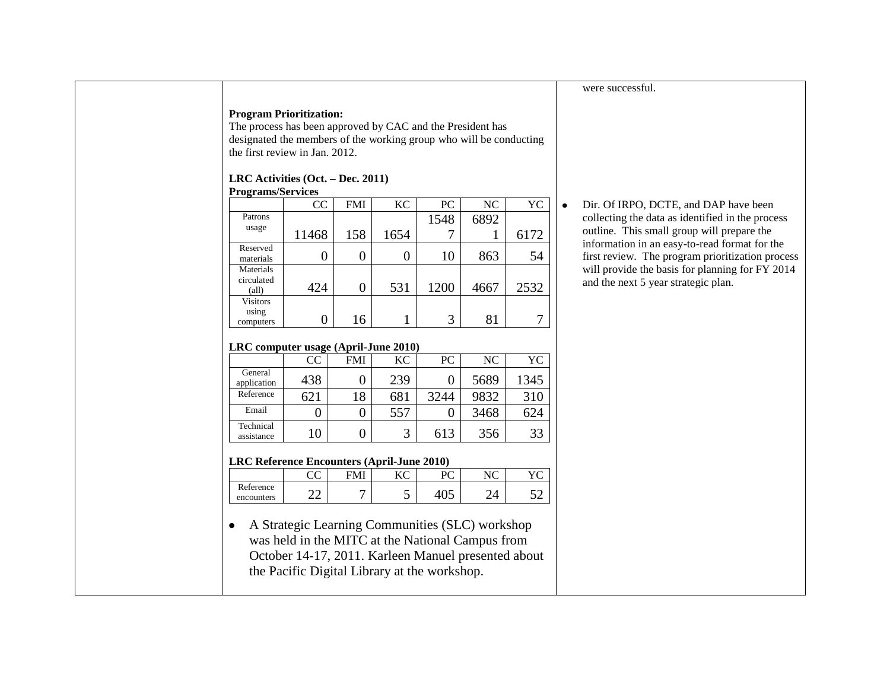were successful.

**Program Prioritization:**
The process has been approved by CAC and the President has designated the members of the working group who will be conducting the first review in Jan. 2012.

- Dir. Of IRPO, DCTE, and DAP have been collecting the data as identified in the process outline. This small group will prepare the information in an easy-to-read format for the first review. The program prioritization process will provide the basis for planning for FY 2014 and the next 5 year strategic plan.

**LRC Activities (Oct. – Dec. 2011)**
**Programs/Services**

| | CC | FMI | KC | PC | NC | YC |
|---|---|---|---|---|---|---|
| Patrons usage | 11468 | 158 | 1654 | 15487 | 68921 | 6172 |
| Reserved materials | 0 | 0 | 0 | 10 | 863 | 54 |
| Materials circulated (all) | 424 | 0 | 531 | 1200 | 4667 | 2532 |
| Visitors using computers | 0 | 16 | 1 | 3 | 81 | 7 |

**LRC computer usage (April-June 2010)**

| | CC | FMI | KC | PC | NC | YC |
|---|---|---|---|---|---|---|
| General application | 438 | 0 | 239 | 0 | 5689 | 1345 |
| Reference | 621 | 18 | 681 | 3244 | 9832 | 310 |
| Email | 0 | 0 | 557 | 0 | 3468 | 624 |
| Technical assistance | 10 | 0 | 3 | 613 | 356 | 33 |

**LRC Reference Encounters (April-June 2010)**

| | CC | FMI | KC | PC | NC | YC |
|---|---|---|---|---|---|---|
| Reference encounters | 22 | 7 | 5 | 405 | 24 | 52 |

- A Strategic Learning Communities (SLC) workshop was held in the MITC at the National Campus from October 14-17, 2011. Karleen Manuel presented about the Pacific Digital Library at the workshop.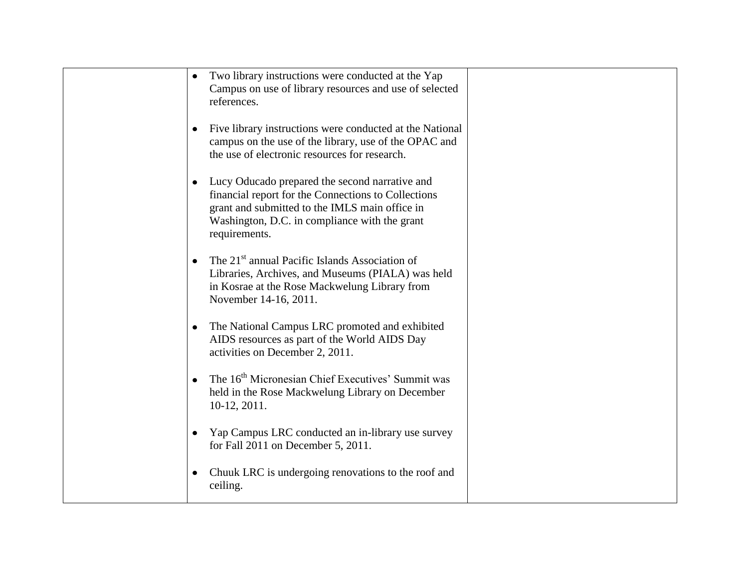| | | |
|---|---|---|
| | • Two library instructions were conducted at the Yap Campus on use of library resources and use of selected references.<br><br>• Five library instructions were conducted at the National campus on the use of the library, use of the OPAC and the use of electronic resources for research.<br><br>• Lucy Oducado prepared the second narrative and financial report for the Connections to Collections grant and submitted to the IMLS main office in Washington, D.C. in compliance with the grant requirements.<br><br>• The 21st annual Pacific Islands Association of Libraries, Archives, and Museums (PIALA) was held in Kosrae at the Rose Mackwelung Library from November 14-16, 2011.<br><br>• The National Campus LRC promoted and exhibited AIDS resources as part of the World AIDS Day activities on December 2, 2011.<br><br>• The 16th Micronesian Chief Executives' Summit was held in the Rose Mackwelung Library on December 10-12, 2011.<br><br>• Yap Campus LRC conducted an in-library use survey for Fall 2011 on December 5, 2011.<br><br>• Chuuk LRC is undergoing renovations to the roof and ceiling. | |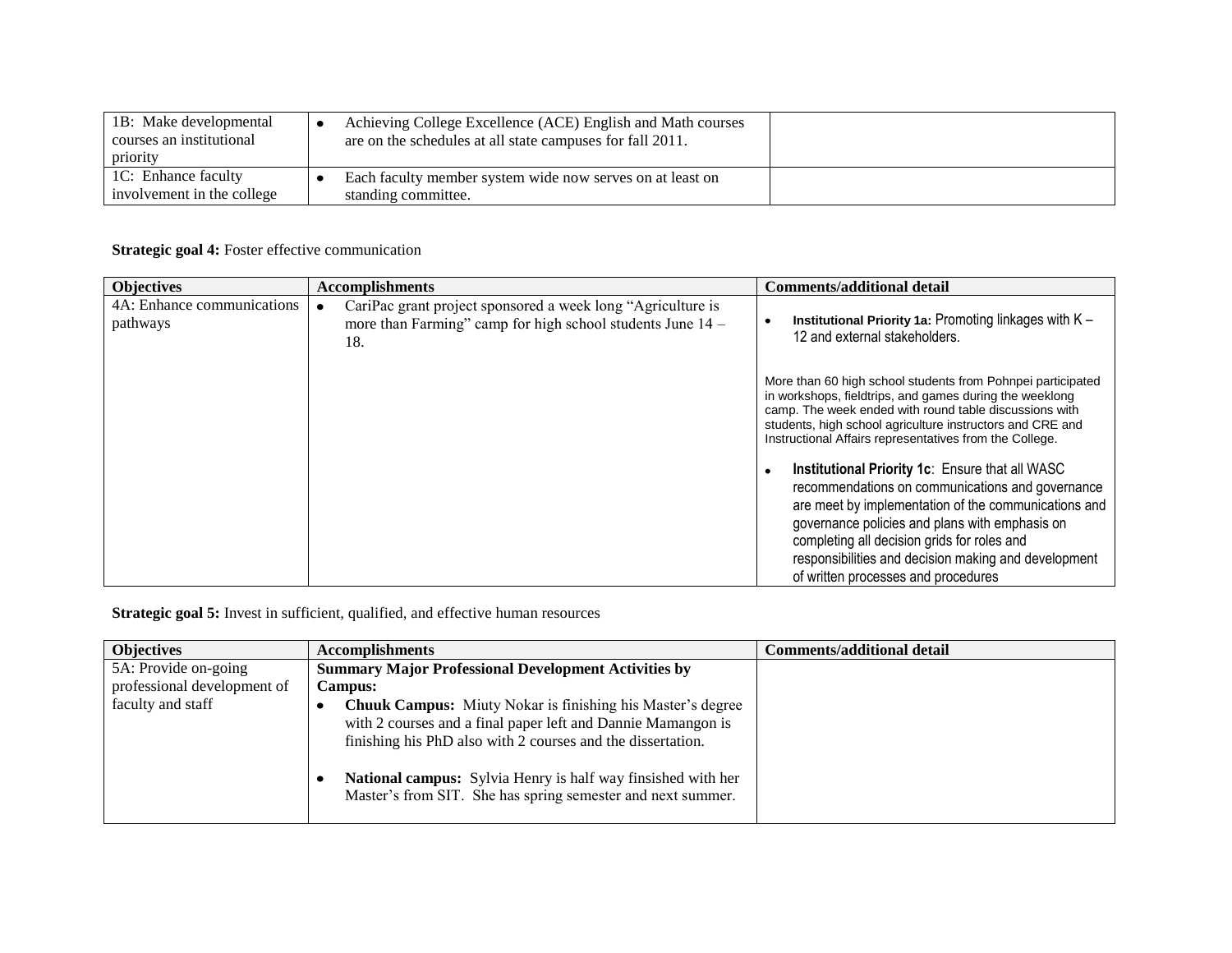| | | |
|---|---|---|
| 1B: Make developmental courses an institutional priority | • Achieving College Excellence (ACE) English and Math courses are on the schedules at all state campuses for fall 2011. | |
| 1C: Enhance faculty involvement in the college | • Each faculty member system wide now serves on at least on standing committee. | |

**Strategic goal 4:** Foster effective communication

| Objectives | Accomplishments | Comments/additional detail |
|---|---|---|
| 4A: Enhance communications pathways | • CariPac grant project sponsored a week long "Agriculture is more than Farming" camp for high school students June 14 – 18. | • **Institutional Priority 1a:** Promoting linkages with K – 12 and external stakeholders.<br><br>More than 60 high school students from Pohnpei participated in workshops, fieldtrips, and games during the weeklong camp. The week ended with round table discussions with students, high school agriculture instructors and CRE and Instructional Affairs representatives from the College.<br><br>• **Institutional Priority 1c**: Ensure that all WASC recommendations on communications and governance are meet by implementation of the communications and governance policies and plans with emphasis on completing all decision grids for roles and responsibilities and decision making and development of written processes and procedures |

**Strategic goal 5:** Invest in sufficient, qualified, and effective human resources

| Objectives | Accomplishments | Comments/additional detail |
|---|---|---|
| 5A: Provide on-going professional development of faculty and staff | **Summary Major Professional Development Activities by Campus:**<br>• **Chuuk Campus:** Miuty Nokar is finishing his Master's degree with 2 courses and a final paper left and Dannie Mamangon is finishing his PhD also with 2 courses and the dissertation.<br><br>• **National campus:** Sylvia Henry is half way finsished with her Master's from SIT. She has spring semester and next summer. | |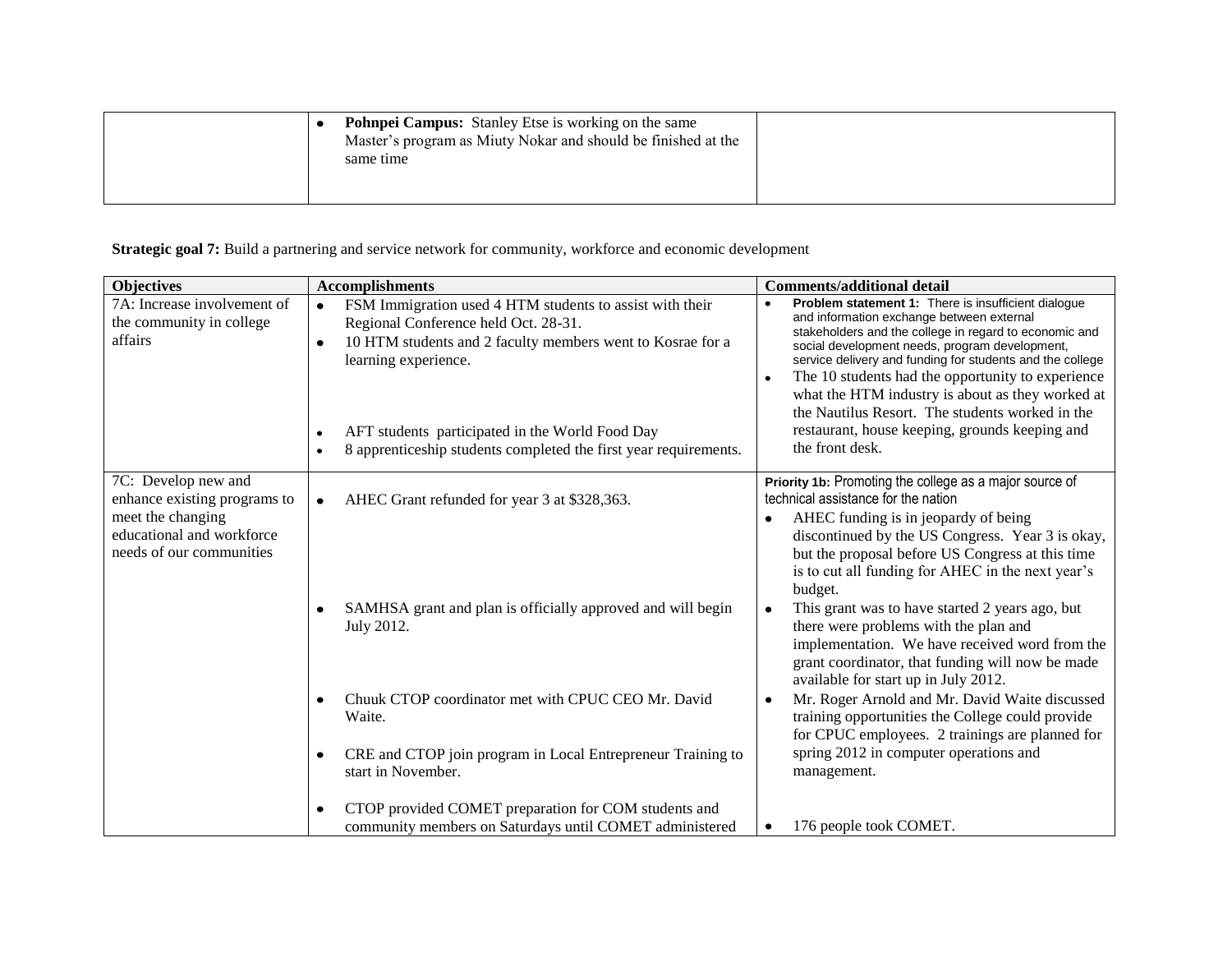| | | |
|---|---|---|
| | • **Pohnpei Campus:** Stanley Etse is working on the same Master's program as Miuty Nokar and should be finished at the same time | |

**Strategic goal 7:** Build a partnering and service network for community, workforce and economic development

| Objectives | Accomplishments | Comments/additional detail |
|---|---|---|
| 7A: Increase involvement of the community in college affairs | • FSM Immigration used 4 HTM students to assist with their Regional Conference held Oct. 28-31.<br>• 10 HTM students and 2 faculty members went to Kosrae for a learning experience.<br><br>• AFT students participated in the World Food Day<br>• 8 apprenticeship students completed the first year requirements. | • **Problem statement 1:** There is insufficient dialogue and information exchange between external stakeholders and the college in regard to economic and social development needs, program development, service delivery and funding for students and the college<br>• The 10 students had the opportunity to experience what the HTM industry is about as they worked at the Nautilus Resort. The students worked in the restaurant, house keeping, grounds keeping and the front desk. |
| 7C: Develop new and enhance existing programs to meet the changing educational and workforce needs of our communities | • AHEC Grant refunded for year 3 at $328,363.<br><br>• SAMHSA grant and plan is officially approved and will begin July 2012.<br><br>• Chuuk CTOP coordinator met with CPUC CEO Mr. David Waite.<br><br>• CRE and CTOP join program in Local Entrepreneur Training to start in November.<br><br>• CTOP provided COMET preparation for COM students and community members on Saturdays until COMET administered | **Priority 1b:** Promoting the college as a major source of technical assistance for the nation<br>• AHEC funding is in jeopardy of being discontinued by the US Congress. Year 3 is okay, but the proposal before US Congress at this time is to cut all funding for AHEC in the next year's budget.<br>• This grant was to have started 2 years ago, but there were problems with the plan and implementation. We have received word from the grant coordinator, that funding will now be made available for start up in July 2012.<br>• Mr. Roger Arnold and Mr. David Waite discussed training opportunities the College could provide for CPUC employees. 2 trainings are planned for spring 2012 in computer operations and management.<br><br>• 176 people took COMET. |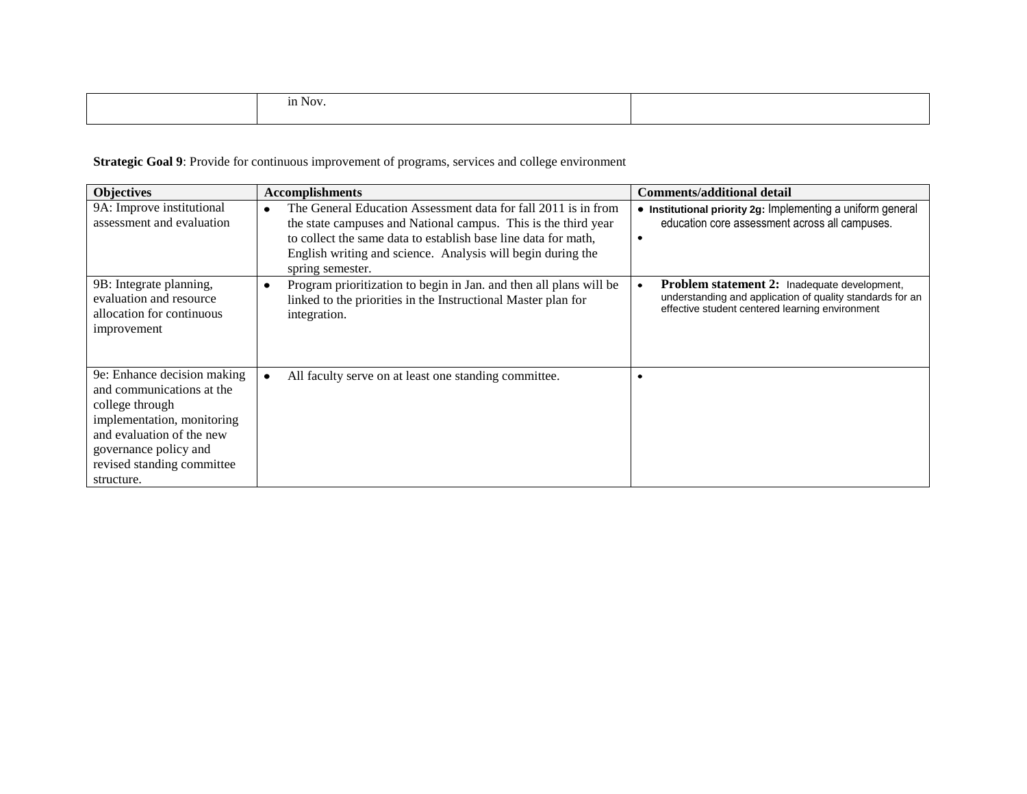| | | |
|---|---|---|
| | in Nov. | |

**Strategic Goal 9**: Provide for continuous improvement of programs, services and college environment

| Objectives | Accomplishments | Comments/additional detail |
|---|---|---|
| 9A: Improve institutional assessment and evaluation | • The General Education Assessment data for fall 2011 is in from the state campuses and National campus. This is the third year to collect the same data to establish base line data for math, English writing and science. Analysis will begin during the spring semester. | • **Institutional priority 2g:** Implementing a uniform general education core assessment across all campuses.<br>• |
| 9B: Integrate planning, evaluation and resource allocation for continuous improvement | • Program prioritization to begin in Jan. and then all plans will be linked to the priorities in the Instructional Master plan for integration. | • **Problem statement 2:** Inadequate development, understanding and application of quality standards for an effective student centered learning environment |
| 9e: Enhance decision making and communications at the college through implementation, monitoring and evaluation of the new governance policy and revised standing committee structure. | • All faculty serve on at least one standing committee. | • |